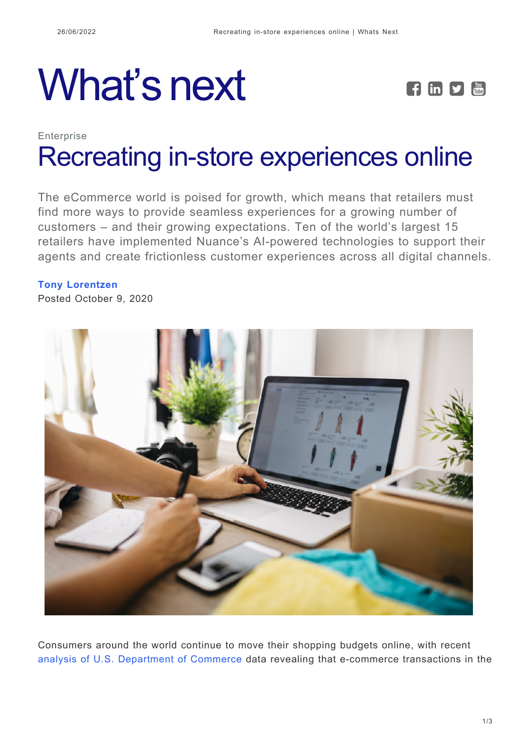# What's next

Enterprise

## Recreating in-store experiences online

The eCommerce world is poised for growth, which means that retailers must find more ways to provide seamless experiences for a growing number of customers – and their growing expectations. Ten of the world's largest 15 retailers have implemented Nuance's AI-powered technologies to support their agents and create frictionless customer experiences across all digital channels.

**Tony Lorentzen**
Posted October 9, 2020

Consumers around the world continue to move their shopping budgets online, with recent analysis of U.S. Department of Commerce data revealing that e-commerce transactions in the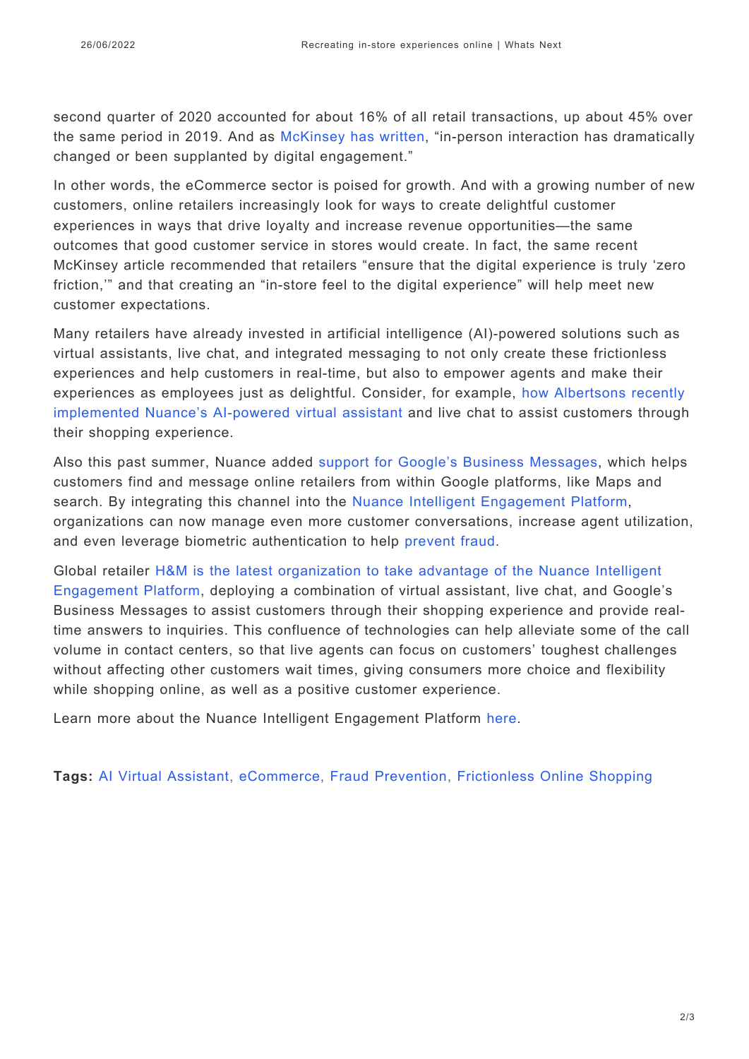second quarter of 2020 accounted for about 16% of all retail transactions, up about 45% over the same period in 2019. And as McKinsey has written, "in-person interaction has dramatically changed or been supplanted by digital engagement."

In other words, the eCommerce sector is poised for growth. And with a growing number of new customers, online retailers increasingly look for ways to create delightful customer experiences in ways that drive loyalty and increase revenue opportunities—the same outcomes that good customer service in stores would create. In fact, the same recent McKinsey article recommended that retailers "ensure that the digital experience is truly 'zero friction,'" and that creating an "in-store feel to the digital experience" will help meet new customer expectations.

Many retailers have already invested in artificial intelligence (AI)-powered solutions such as virtual assistants, live chat, and integrated messaging to not only create these frictionless experiences and help customers in real-time, but also to empower agents and make their experiences as employees just as delightful. Consider, for example, how Albertsons recently implemented Nuance's AI-powered virtual assistant and live chat to assist customers through their shopping experience.

Also this past summer, Nuance added support for Google's Business Messages, which helps customers find and message online retailers from within Google platforms, like Maps and search. By integrating this channel into the Nuance Intelligent Engagement Platform, organizations can now manage even more customer conversations, increase agent utilization, and even leverage biometric authentication to help prevent fraud.

Global retailer H&M is the latest organization to take advantage of the Nuance Intelligent Engagement Platform, deploying a combination of virtual assistant, live chat, and Google's Business Messages to assist customers through their shopping experience and provide real-time answers to inquiries. This confluence of technologies can help alleviate some of the call volume in contact centers, so that live agents can focus on customers' toughest challenges without affecting other customers wait times, giving consumers more choice and flexibility while shopping online, as well as a positive customer experience.

Learn more about the Nuance Intelligent Engagement Platform here.

**Tags:** AI Virtual Assistant, eCommerce, Fraud Prevention, Frictionless Online Shopping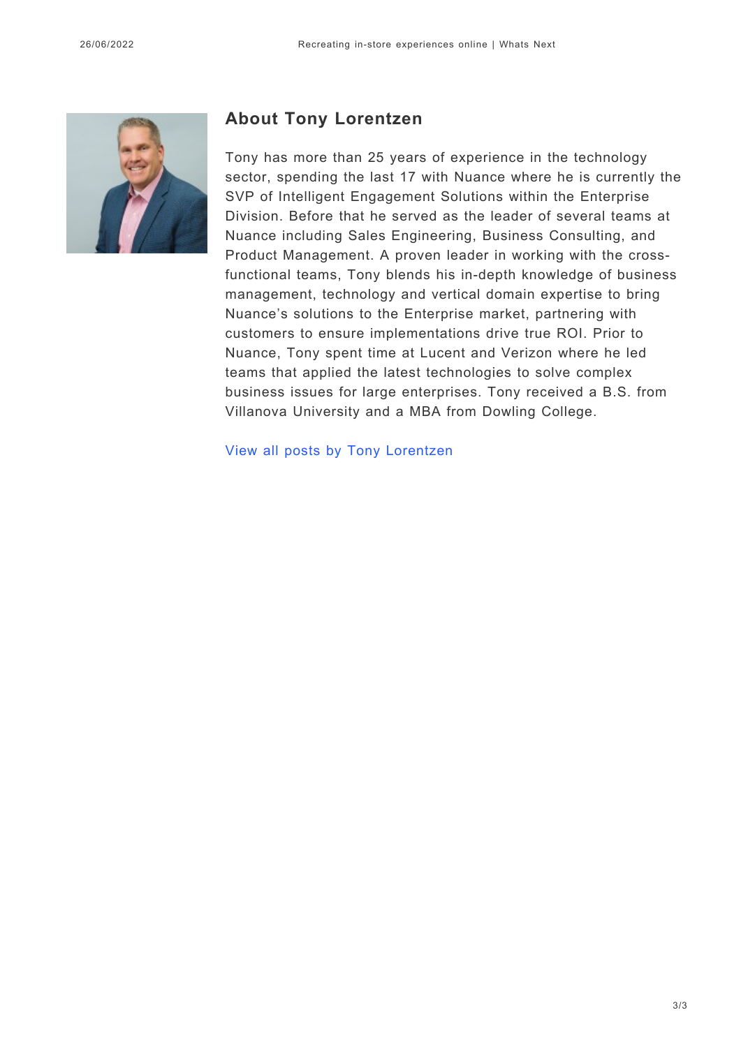## About Tony Lorentzen

Tony has more than 25 years of experience in the technology sector, spending the last 17 with Nuance where he is currently the SVP of Intelligent Engagement Solutions within the Enterprise Division. Before that he served as the leader of several teams at Nuance including Sales Engineering, Business Consulting, and Product Management. A proven leader in working with the cross-functional teams, Tony blends his in-depth knowledge of business management, technology and vertical domain expertise to bring Nuance's solutions to the Enterprise market, partnering with customers to ensure implementations drive true ROI. Prior to Nuance, Tony spent time at Lucent and Verizon where he led teams that applied the latest technologies to solve complex business issues for large enterprises. Tony received a B.S. from Villanova University and a MBA from Dowling College.

View all posts by Tony Lorentzen